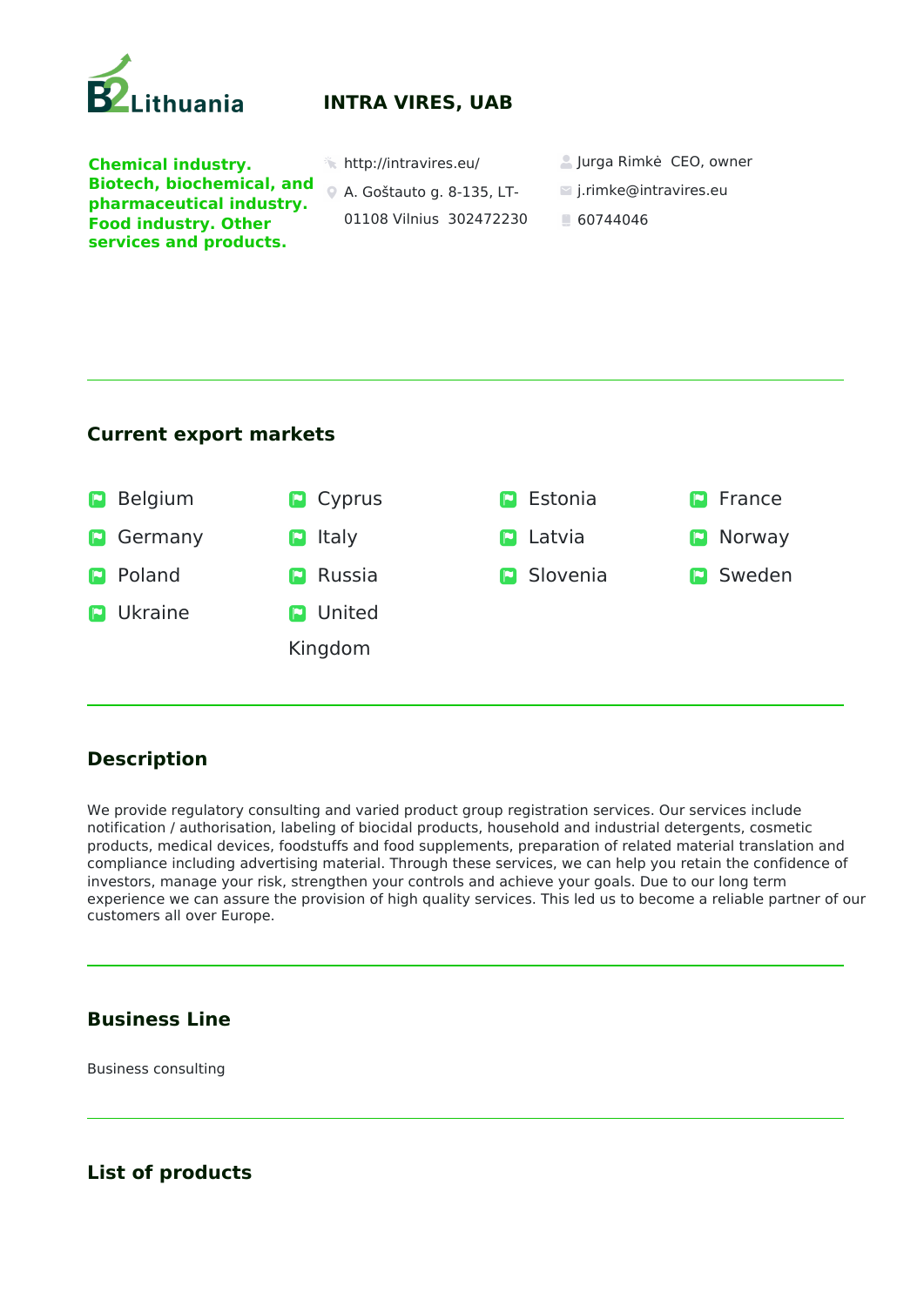B2Lithuania

# INTRA VIRES, UAB

**Chemical industry. Biotech, biochemical, and pharmaceutical industry. Food industry. Other services and products.**

http://intravires.eu/

A. Goštauto g. 8-135, LT-01108 Vilnius 302472230

Jurga Rimkė CEO, owner

j.rimke@intravires.eu

60744046

## Current export markets

- Belgium
- Cyprus
- Estonia
- France
- Germany
- Italy
- Latvia
- Norway
- Poland
- Russia
- Slovenia
- Sweden
- Ukraine
- United Kingdom

## Description

We provide regulatory consulting and varied product group registration services. Our services include notification / authorisation, labeling of biocidal products, household and industrial detergents, cosmetic products, medical devices, foodstuffs and food supplements, preparation of related material translation and compliance including advertising material. Through these services, we can help you retain the confidence of investors, manage your risk, strengthen your controls and achieve your goals. Due to our long term experience we can assure the provision of high quality services. This led us to become a reliable partner of our customers all over Europe.

## Business Line

Business consulting

## List of products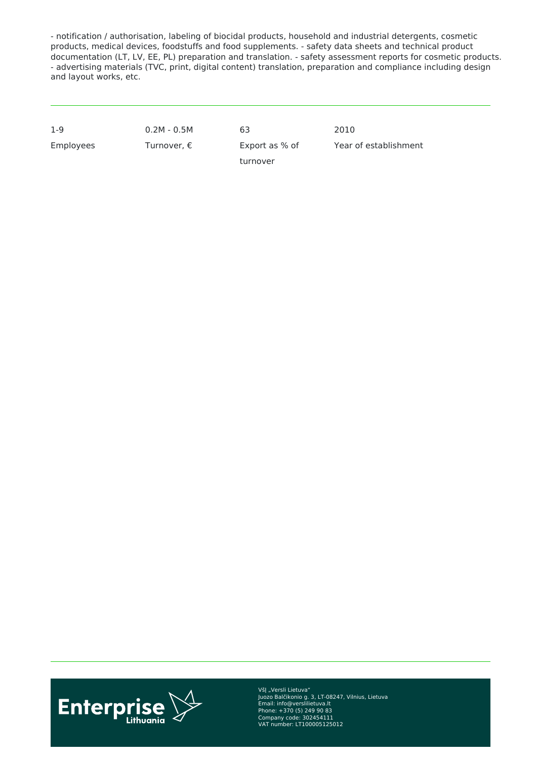- notification / authorisation, labeling of biocidal products, household and industrial detergents, cosmetic products, medical devices, foodstuffs and food supplements. - safety data sheets and technical product documentation (LT, LV, EE, PL) preparation and translation. - safety assessment reports for cosmetic products. - advertising materials (TVC, print, digital content) translation, preparation and compliance including design and layout works, etc.

---

| | | | |
|---|---|---|---|
| 1-9 | 0.2M - 0.5M | 63 | 2010 |
| Employees | Turnover, € | Export as % of turnover | Year of establishment |